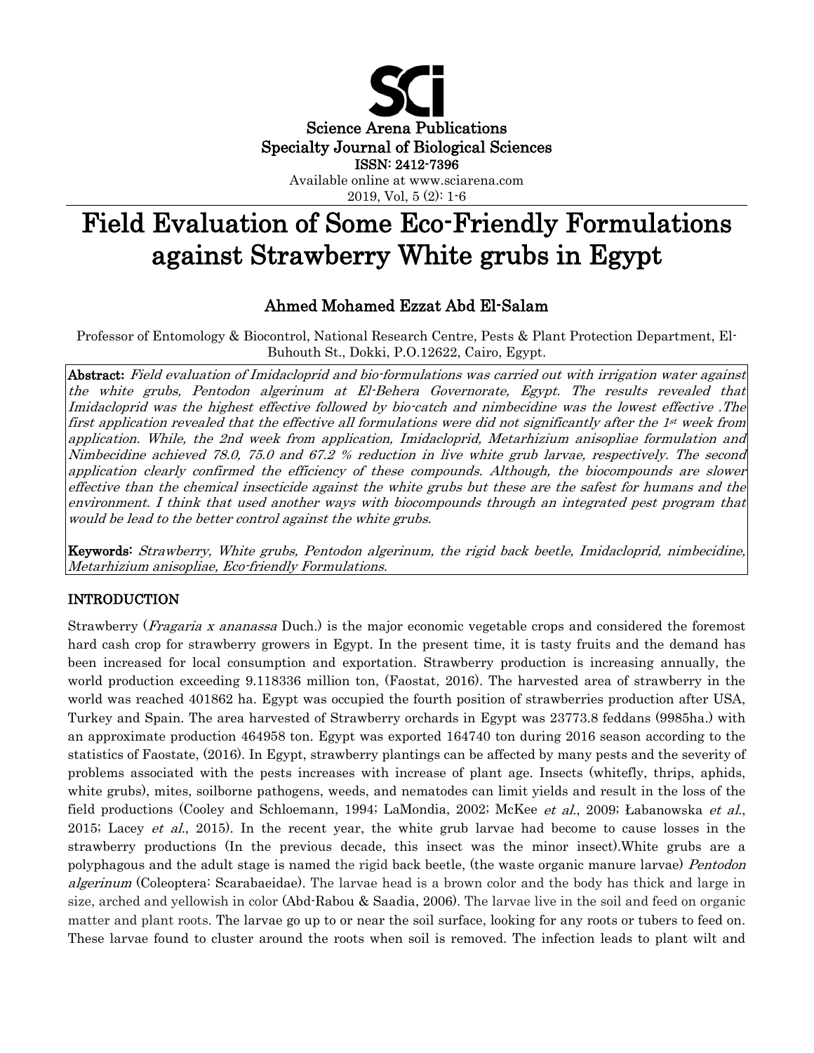Science Arena Publications
Specialty Journal of Biological Sciences
ISSN: 2412-7396
Available online at www.sciarena.com
2019, Vol, 5 (2): 1-6

# Field Evaluation of Some Eco-Friendly Formulations against Strawberry White grubs in Egypt

## Ahmed Mohamed Ezzat Abd El-Salam

Professor of Entomology & Biocontrol, National Research Centre, Pests & Plant Protection Department, El-Buhouth St., Dokki, P.O.12622, Cairo, Egypt.

**Abstract:** *Field evaluation of Imidacloprid and bio-formulations was carried out with irrigation water against the white grubs, Pentodon algerinum at El-Behera Governorate, Egypt. The results revealed that Imidacloprid was the highest effective followed by bio-catch and nimbecidine was the lowest effective .The first application revealed that the effective all formulations were did not significantly after the 1st week from application. While, the 2nd week from application, Imidacloprid, Metarhizium anisopliae formulation and Nimbecidine achieved 78.0, 75.0 and 67.2 % reduction in live white grub larvae, respectively. The second application clearly confirmed the efficiency of these compounds. Although, the biocompounds are slower effective than the chemical insecticide against the white grubs but these are the safest for humans and the environment. I think that used another ways with biocompounds through an integrated pest program that would be lead to the better control against the white grubs.*

**Keywords:** *Strawberry, White grubs, Pentodon algerinum, the rigid back beetle, Imidacloprid, nimbecidine, Metarhizium anisopliae, Eco-friendly Formulations.*

## INTRODUCTION

Strawberry (*Fragaria x ananassa* Duch.) is the major economic vegetable crops and considered the foremost hard cash crop for strawberry growers in Egypt. In the present time, it is tasty fruits and the demand has been increased for local consumption and exportation. Strawberry production is increasing annually, the world production exceeding 9.118336 million ton, (Faostat, 2016). The harvested area of strawberry in the world was reached 401862 ha. Egypt was occupied the fourth position of strawberries production after USA, Turkey and Spain. The area harvested of Strawberry orchards in Egypt was 23773.8 feddans (9985ha.) with an approximate production 464958 ton. Egypt was exported 164740 ton during 2016 season according to the statistics of Faostate, (2016). In Egypt, strawberry plantings can be affected by many pests and the severity of problems associated with the pests increases with increase of plant age. Insects (whitefly, thrips, aphids, white grubs), mites, soilborne pathogens, weeds, and nematodes can limit yields and result in the loss of the field productions (Cooley and Schloemann, 1994; LaMondia, 2002; McKee *et al.*, 2009; Łabanowska *et al.*, 2015; Lacey *et al.*, 2015). In the recent year, the white grub larvae had become to cause losses in the strawberry productions (In the previous decade, this insect was the minor insect).White grubs are a polyphagous and the adult stage is named the rigid back beetle, (the waste organic manure larvae) *Pentodon algerinum* (Coleoptera: Scarabaeidae). The larvae head is a brown color and the body has thick and large in size, arched and yellowish in color (Abd-Rabou & Saadia, 2006). The larvae live in the soil and feed on organic matter and plant roots. The larvae go up to or near the soil surface, looking for any roots or tubers to feed on. These larvae found to cluster around the roots when soil is removed. The infection leads to plant wilt and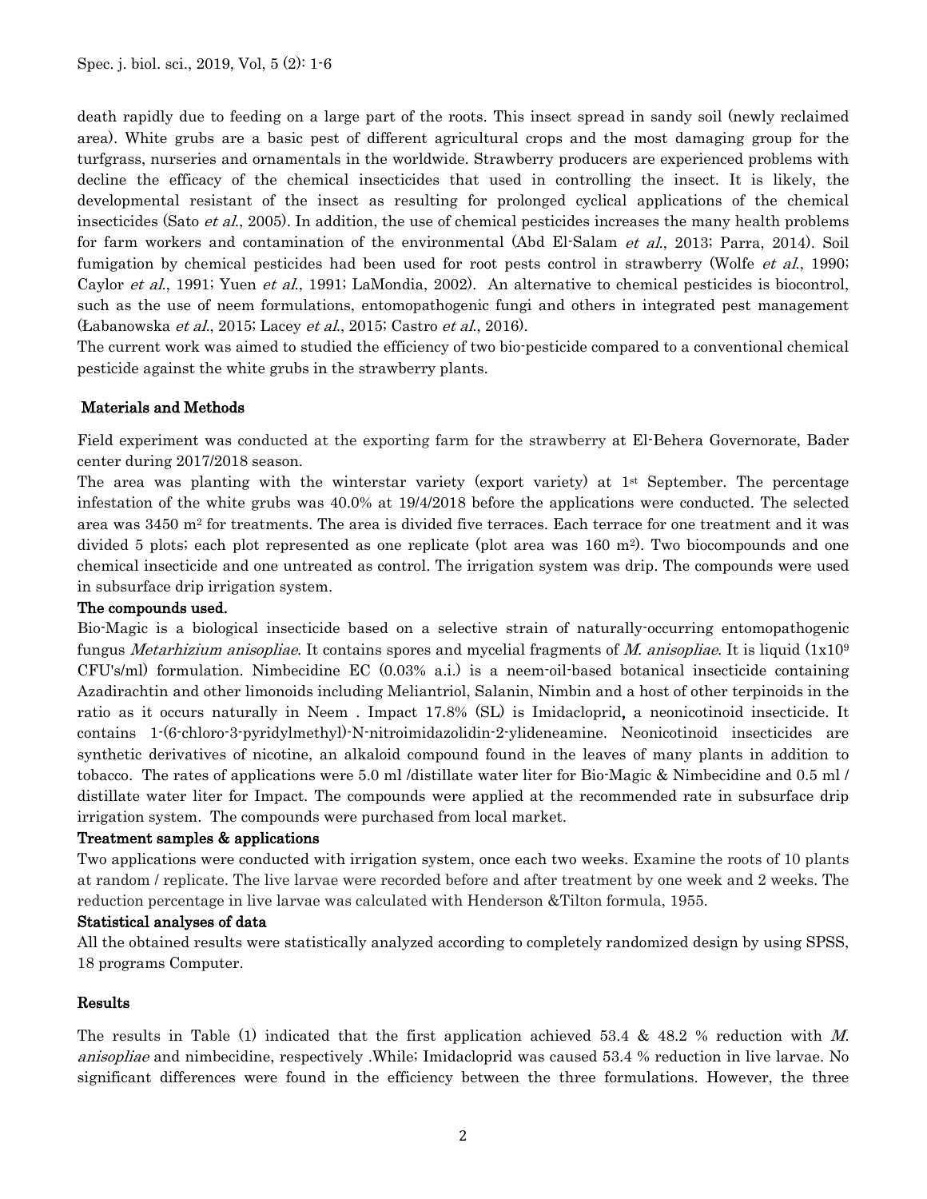death rapidly due to feeding on a large part of the roots. This insect spread in sandy soil (newly reclaimed area). White grubs are a basic pest of different agricultural crops and the most damaging group for the turfgrass, nurseries and ornamentals in the worldwide. Strawberry producers are experienced problems with decline the efficacy of the chemical insecticides that used in controlling the insect. It is likely, the developmental resistant of the insect as resulting for prolonged cyclical applications of the chemical insecticides (Sato *et al.*, 2005). In addition, the use of chemical pesticides increases the many health problems for farm workers and contamination of the environmental (Abd El-Salam *et al.*, 2013; Parra, 2014). Soil fumigation by chemical pesticides had been used for root pests control in strawberry (Wolfe *et al.*, 1990; Caylor *et al.*, 1991; Yuen *et al.*, 1991; LaMondia, 2002). An alternative to chemical pesticides is biocontrol, such as the use of neem formulations, entomopathogenic fungi and others in integrated pest management (Łabanowska *et al.*, 2015; Lacey *et al.*, 2015; Castro *et al.*, 2016).

The current work was aimed to studied the efficiency of two bio-pesticide compared to a conventional chemical pesticide against the white grubs in the strawberry plants.

## Materials and Methods

Field experiment was conducted at the exporting farm for the strawberry at El-Behera Governorate, Bader center during 2017/2018 season.

The area was planting with the winterstar variety (export variety) at 1st September. The percentage infestation of the white grubs was 40.0% at 19/4/2018 before the applications were conducted. The selected area was 3450 m$^2$ for treatments. The area is divided five terraces. Each terrace for one treatment and it was divided 5 plots; each plot represented as one replicate (plot area was 160 m$^2$). Two biocompounds and one chemical insecticide and one untreated as control. The irrigation system was drip. The compounds were used in subsurface drip irrigation system.

### The compounds used.

Bio-Magic is a biological insecticide based on a selective strain of naturally-occurring entomopathogenic fungus *Metarhizium anisopliae*. It contains spores and mycelial fragments of *M. anisopliae*. It is liquid ($1 \times 10^9$ CFU's/ml) formulation. Nimbecidine EC (0.03% a.i.) is a neem-oil-based botanical insecticide containing Azadirachtin and other limonoids including Meliantriol, Salanin, Nimbin and a host of other terpinoids in the ratio as it occurs naturally in Neem . Impact 17.8% (SL) is Imidacloprid**,** a neonicotinoid insecticide. It contains 1-(6-chloro-3-pyridylmethyl)-N-nitroimidazolidin-2-ylideneamine. Neonicotinoid insecticides are synthetic derivatives of nicotine, an alkaloid compound found in the leaves of many plants in addition to tobacco. The rates of applications were 5.0 ml /distillate water liter for Bio-Magic & Nimbecidine and 0.5 ml / distillate water liter for Impact. The compounds were applied at the recommended rate in subsurface drip irrigation system. The compounds were purchased from local market.

### Treatment samples & applications

Two applications were conducted with irrigation system, once each two weeks. Examine the roots of 10 plants at random / replicate. The live larvae were recorded before and after treatment by one week and 2 weeks. The reduction percentage in live larvae was calculated with Henderson &Tilton formula, 1955.

### Statistical analyses of data

All the obtained results were statistically analyzed according to completely randomized design by using SPSS, 18 programs Computer.

## Results

The results in Table (1) indicated that the first application achieved 53.4 & 48.2 % reduction with *M. anisopliae* and nimbecidine, respectively .While; Imidacloprid was caused 53.4 % reduction in live larvae. No significant differences were found in the efficiency between the three formulations. However, the three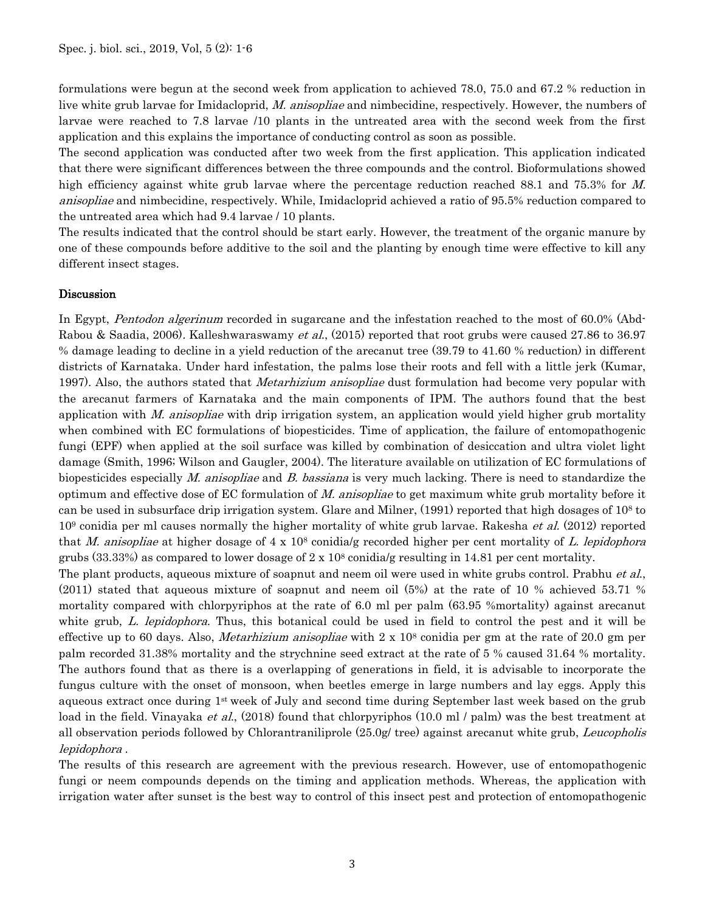formulations were begun at the second week from application to achieved 78.0, 75.0 and 67.2 % reduction in live white grub larvae for Imidacloprid, *M. anisopliae* and nimbecidine, respectively. However, the numbers of larvae were reached to 7.8 larvae /10 plants in the untreated area with the second week from the first application and this explains the importance of conducting control as soon as possible.

The second application was conducted after two week from the first application. This application indicated that there were significant differences between the three compounds and the control. Bioformulations showed high efficiency against white grub larvae where the percentage reduction reached 88.1 and 75.3% for *M. anisopliae* and nimbecidine, respectively. While, Imidacloprid achieved a ratio of 95.5% reduction compared to the untreated area which had 9.4 larvae / 10 plants.

The results indicated that the control should be start early. However, the treatment of the organic manure by one of these compounds before additive to the soil and the planting by enough time were effective to kill any different insect stages.

## Discussion

In Egypt, *Pentodon algerinum* recorded in sugarcane and the infestation reached to the most of 60.0% (Abd-Rabou & Saadia, 2006). Kalleshwaraswamy *et al.*, (2015) reported that root grubs were caused 27.86 to 36.97 % damage leading to decline in a yield reduction of the arecanut tree (39.79 to 41.60 % reduction) in different districts of Karnataka. Under hard infestation, the palms lose their roots and fell with a little jerk (Kumar, 1997). Also, the authors stated that *Metarhizium anisopliae* dust formulation had become very popular with the arecanut farmers of Karnataka and the main components of IPM. The authors found that the best application with *M. anisopliae* with drip irrigation system, an application would yield higher grub mortality when combined with EC formulations of biopesticides. Time of application, the failure of entomopathogenic fungi (EPF) when applied at the soil surface was killed by combination of desiccation and ultra violet light damage (Smith, 1996; Wilson and Gaugler, 2004). The literature available on utilization of EC formulations of biopesticides especially *M. anisopliae* and *B. bassiana* is very much lacking. There is need to standardize the optimum and effective dose of EC formulation of *M. anisopliae* to get maximum white grub mortality before it can be used in subsurface drip irrigation system. Glare and Milner, (1991) reported that high dosages of $10^8$ to $10^9$ conidia per ml causes normally the higher mortality of white grub larvae. Rakesha *et al.* (2012) reported that *M. anisopliae* at higher dosage of $4 \times 10^8$ conidia/g recorded higher per cent mortality of *L. lepidophora* grubs (33.33%) as compared to lower dosage of $2 \times 10^8$ conidia/g resulting in 14.81 per cent mortality.

The plant products, aqueous mixture of soapnut and neem oil were used in white grubs control. Prabhu *et al.*, (2011) stated that aqueous mixture of soapnut and neem oil (5%) at the rate of 10 % achieved 53.71 % mortality compared with chlorpyriphos at the rate of 6.0 ml per palm (63.95 %mortality) against arecanut white grub, *L. lepidophora*. Thus, this botanical could be used in field to control the pest and it will be effective up to 60 days. Also, *Metarhizium anisopliae* with $2 \times 10^8$ conidia per gm at the rate of 20.0 gm per palm recorded 31.38% mortality and the strychnine seed extract at the rate of 5 % caused 31.64 % mortality. The authors found that as there is a overlapping of generations in field, it is advisable to incorporate the fungus culture with the onset of monsoon, when beetles emerge in large numbers and lay eggs. Apply this aqueous extract once during 1st week of July and second time during September last week based on the grub load in the field. Vinayaka *et al.*, (2018) found that chlorpyriphos (10.0 ml / palm) was the best treatment at all observation periods followed by Chlorantraniliprole (25.0g/ tree) against arecanut white grub, *Leucopholis lepidophora* .

The results of this research are agreement with the previous research. However, use of entomopathogenic fungi or neem compounds depends on the timing and application methods. Whereas, the application with irrigation water after sunset is the best way to control of this insect pest and protection of entomopathogenic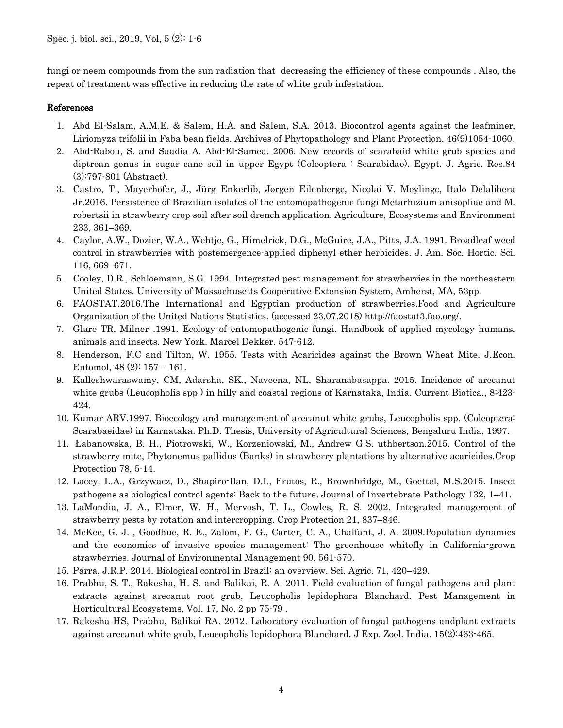fungi or neem compounds from the sun radiation that decreasing the efficiency of these compounds . Also, the repeat of treatment was effective in reducing the rate of white grub infestation.

## References

1. Abd El-Salam, A.M.E. & Salem, H.A. and Salem, S.A. 2013. Biocontrol agents against the leafminer, Liriomyza trifolii in Faba bean fields. Archives of Phytopathology and Plant Protection, 46(9)1054-1060.
2. Abd-Rabou, S. and Saadia A. Abd-El-Samea. 2006. New records of scarabaid white grub species and diptrean genus in sugar cane soil in upper Egypt (Coleoptera : Scarabidae). Egypt. J. Agric. Res.84 (3):797-801 (Abstract).
3. Castro, T., Mayerhofer, J., Jürg Enkerlib, Jørgen Eilenbergc, Nicolai V. Meylingc, Italo Delalibera Jr.2016. Persistence of Brazilian isolates of the entomopathogenic fungi Metarhizium anisopliae and M. robertsii in strawberry crop soil after soil drench application. Agriculture, Ecosystems and Environment 233, 361–369.
4. Caylor, A.W., Dozier, W.A., Wehtje, G., Himelrick, D.G., McGuire, J.A., Pitts, J.A. 1991. Broadleaf weed control in strawberries with postemergence-applied diphenyl ether herbicides. J. Am. Soc. Hortic. Sci. 116, 669–671.
5. Cooley, D.R., Schloemann, S.G. 1994. Integrated pest management for strawberries in the northeastern United States. University of Massachusetts Cooperative Extension System, Amherst, MA, 53pp.
6. FAOSTAT.2016.The International and Egyptian production of strawberries.Food and Agriculture Organization of the United Nations Statistics. (accessed 23.07.2018) http://faostat3.fao.org/.
7. Glare TR, Milner .1991. Ecology of entomopathogenic fungi. Handbook of applied mycology humans, animals and insects. New York. Marcel Dekker. 547-612.
8. Henderson, F.C and Tilton, W. 1955. Tests with Acaricides against the Brown Wheat Mite. J.Econ. Entomol, 48 (2): 157 – 161.
9. Kalleshwaraswamy, CM, Adarsha, SK., Naveena, NL, Sharanabasappa. 2015. Incidence of arecanut white grubs (Leucopholis spp.) in hilly and coastal regions of Karnataka, India. Current Biotica., 8:423-424.
10. Kumar ARV.1997. Bioecology and management of arecanut white grubs, Leucopholis spp. (Coleoptera: Scarabaeidae) in Karnataka. Ph.D. Thesis, University of Agricultural Sciences, Bengaluru India, 1997.
11. Łabanowska, B. H., Piotrowski, W., Korzeniowski, M., Andrew G.S. uthbertson.2015. Control of the strawberry mite, Phytonemus pallidus (Banks) in strawberry plantations by alternative acaricides.Crop Protection 78, 5-14.
12. Lacey, L.A., Grzywacz, D., Shapiro-Ilan, D.I., Frutos, R., Brownbridge, M., Goettel, M.S.2015. Insect pathogens as biological control agents: Back to the future. Journal of Invertebrate Pathology 132, 1–41.
13. LaMondia, J. A., Elmer, W. H., Mervosh, T. L., Cowles, R. S. 2002. Integrated management of strawberry pests by rotation and intercropping. Crop Protection 21, 837–846.
14. McKee, G. J. , Goodhue, R. E., Zalom, F. G., Carter, C. A., Chalfant, J. A. 2009.Population dynamics and the economics of invasive species management: The greenhouse whitefly in California-grown strawberries. Journal of Environmental Management 90, 561-570.
15. Parra, J.R.P. 2014. Biological control in Brazil: an overview. Sci. Agric. 71, 420–429.
16. Prabhu, S. T., Rakesha, H. S. and Balikai, R. A. 2011. Field evaluation of fungal pathogens and plant extracts against arecanut root grub, Leucopholis lepidophora Blanchard. Pest Management in Horticultural Ecosystems, Vol. 17, No. 2 pp 75-79 .
17. Rakesha HS, Prabhu, Balikai RA. 2012. Laboratory evaluation of fungal pathogens andplant extracts against arecanut white grub, Leucopholis lepidophora Blanchard. J Exp. Zool. India. 15(2):463-465.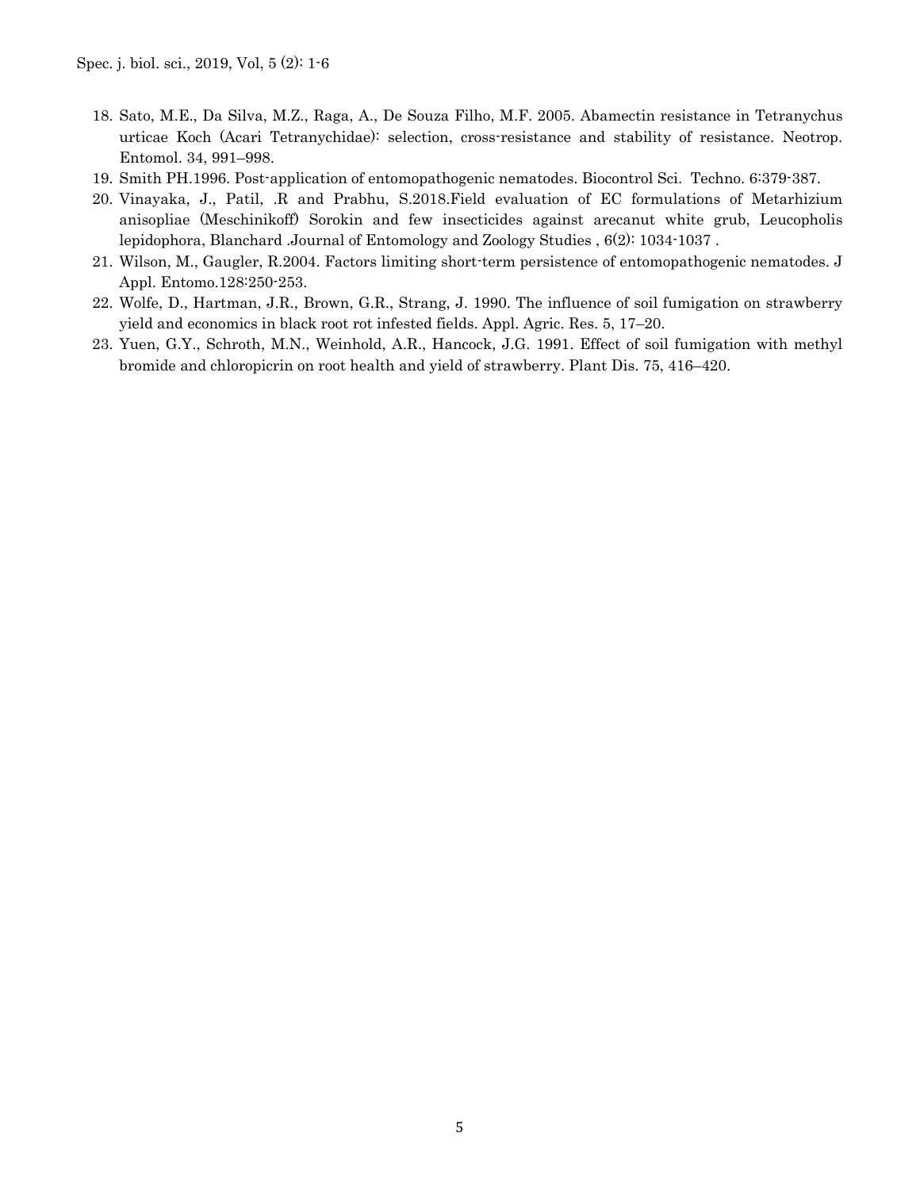18. Sato, M.E., Da Silva, M.Z., Raga, A., De Souza Filho, M.F. 2005. Abamectin resistance in Tetranychus urticae Koch (Acari Tetranychidae): selection, cross-resistance and stability of resistance. Neotrop. Entomol. 34, 991–998.
19. Smith PH.1996. Post-application of entomopathogenic nematodes. Biocontrol Sci. Techno. 6:379-387.
20. Vinayaka, J., Patil, .R and Prabhu, S.2018.Field evaluation of EC formulations of Metarhizium anisopliae (Meschinikoff) Sorokin and few insecticides against arecanut white grub, Leucopholis lepidophora, Blanchard .Journal of Entomology and Zoology Studies , 6(2): 1034-1037 .
21. Wilson, M., Gaugler, R.2004. Factors limiting short-term persistence of entomopathogenic nematodes. J Appl. Entomo.128:250-253.
22. Wolfe, D., Hartman, J.R., Brown, G.R., Strang, J. 1990. The influence of soil fumigation on strawberry yield and economics in black root rot infested fields. Appl. Agric. Res. 5, 17–20.
23. Yuen, G.Y., Schroth, M.N., Weinhold, A.R., Hancock, J.G. 1991. Effect of soil fumigation with methyl bromide and chloropicrin on root health and yield of strawberry. Plant Dis. 75, 416–420.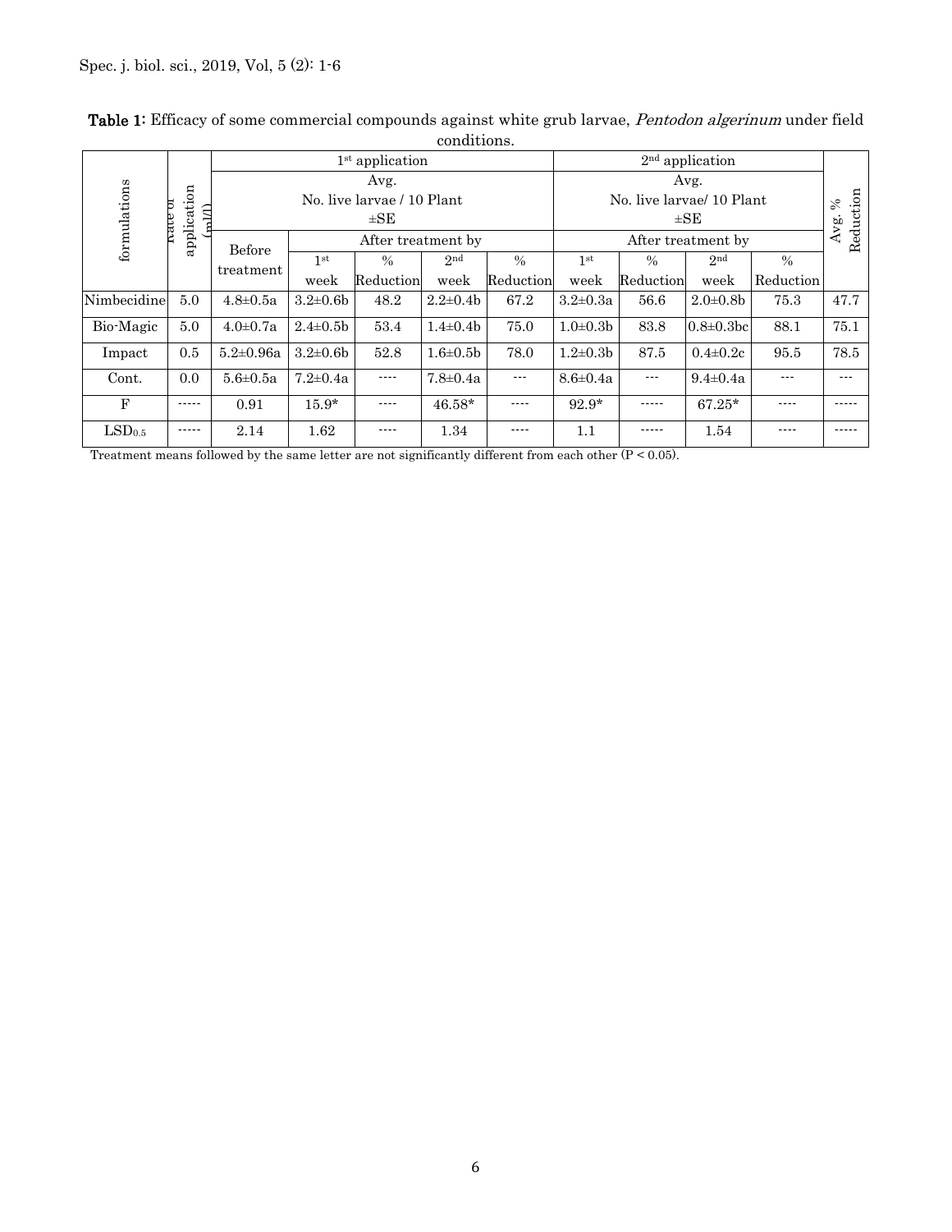**Table 1:** Efficacy of some commercial compounds against white grub larvae, *Pentodon algerinum* under field conditions.

| formulations | Rate of application (ml/l) | 1st application | | | | | 2nd application | | | | Avg. % Reduction |
|---|---|---|---|---|---|---|---|---|---|---|---|
| | | Avg. No. live larvae / 10 Plant ±SE | | | | | Avg. No. live larvae/ 10 Plant ±SE | | | | |
| | | Before treatment | After treatment by | | | | After treatment by | | | | |
| | | | 1st week | % Reduction | 2nd week | % Reduction | 1st week | % Reduction | 2nd week | % Reduction | |
| Nimbecidine | 5.0 | 4.8±0.5a | 3.2±0.6b | 48.2 | 2.2±0.4b | 67.2 | 3.2±0.3a | 56.6 | 2.0±0.8b | 75.3 | 47.7 |
| Bio-Magic | 5.0 | 4.0±0.7a | 2.4±0.5b | 53.4 | 1.4±0.4b | 75.0 | 1.0±0.3b | 83.8 | 0.8±0.3bc | 88.1 | 75.1 |
| Impact | 0.5 | 5.2±0.96a | 3.2±0.6b | 52.8 | 1.6±0.5b | 78.0 | 1.2±0.3b | 87.5 | 0.4±0.2c | 95.5 | 78.5 |
| Cont. | 0.0 | 5.6±0.5a | 7.2±0.4a | ---- | 7.8±0.4a | --- | 8.6±0.4a | --- | 9.4±0.4a | --- | --- |
| F | ----- | 0.91 | 15.9* | ---- | 46.58* | ---- | 92.9* | ----- | 67.25* | ---- | ----- |
| $LSD_{0.5}$ | ----- | 2.14 | 1.62 | ---- | 1.34 | ---- | 1.1 | ----- | 1.54 | ---- | ----- |

Treatment means followed by the same letter are not significantly different from each other ($P < 0.05$).